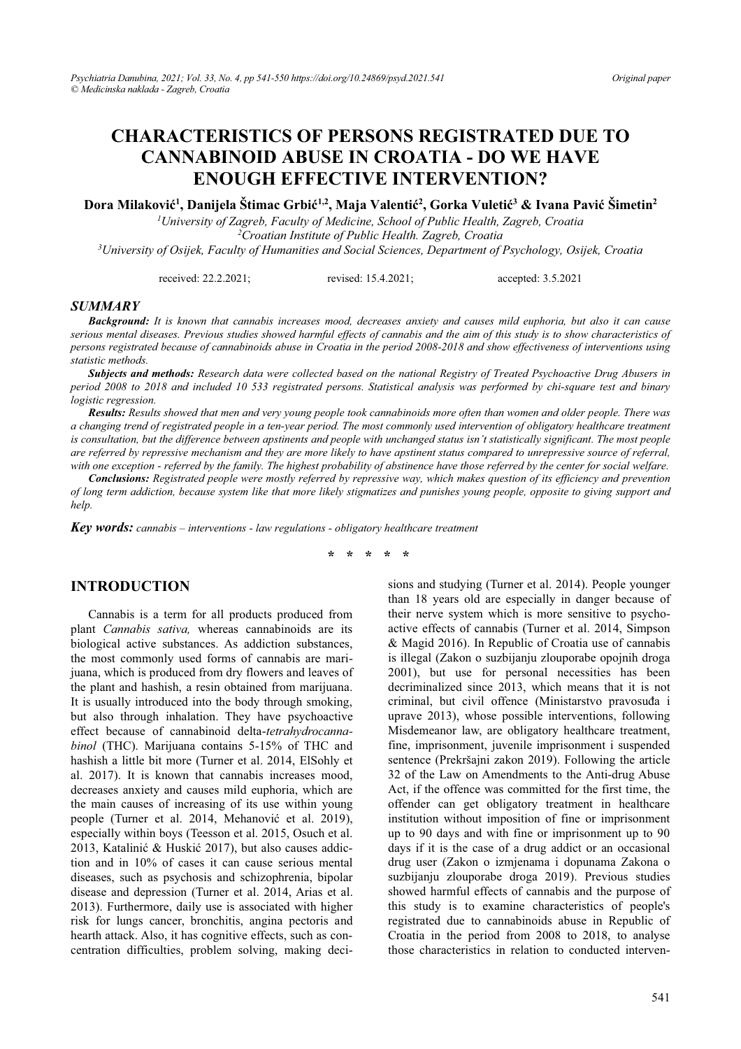# CHARACTERISTICS OF PERSONS REGISTRATED DUE TO CANNABINOID ABUSE IN CROATIA - DO WE HAVE ENOUGH EFFECTIVE INTERVENTION?

**Dora Milaković[1], Danijela Štimac Grbić[1,2], Maja Valentić[2], Gorka Vuletić[3] & Ivana Pavić Šimetin[2]**

[1]*University of Zagreb, Faculty of Medicine, School of Public Health, Zagreb, Croatia*
[2]*Croatian Institute of Public Health. Zagreb, Croatia*
[3]*University of Osijek, Faculty of Humanities and Social Sciences, Department of Psychology, Osijek, Croatia*

received: 22.2.2021; revised: 15.4.2021; accepted: 3.5.2021

## SUMMARY

***Background:*** *It is known that cannabis increases mood, decreases anxiety and causes mild euphoria, but also it can cause serious mental diseases. Previous studies showed harmful effects of cannabis and the aim of this study is to show characteristics of persons registrated because of cannabinoids abuse in Croatia in the period 2008-2018 and show effectiveness of interventions using statistic methods.*

***Subjects and methods:*** *Research data were collected based on the national Registry of Treated Psychoactive Drug Abusers in period 2008 to 2018 and included 10 533 registrated persons. Statistical analysis was performed by chi-square test and binary logistic regression.*

***Results:*** *Results showed that men and very young people took cannabinoids more often than women and older people. There was a changing trend of registrated people in a ten-year period. The most commonly used intervention of obligatory healthcare treatment is consultation, but the difference between apstinents and people with unchanged status isn't statistically significant. The most people are referred by repressive mechanism and they are more likely to have apstinent status compared to unrepressive source of referral, with one exception - referred by the family. The highest probability of abstinence have those referred by the center for social welfare.*

***Conclusions:*** *Registrated people were mostly referred by repressive way, which makes question of its efficiency and prevention of long term addiction, because system like that more likely stigmatizes and punishes young people, opposite to giving support and help.*

***Key words:*** *cannabis – interventions - law regulations - obligatory healthcare treatment*

\* \* \* \* \*

## INTRODUCTION

Cannabis is a term for all products produced from plant *Cannabis sativa,* whereas cannabinoids are its biological active substances. As addiction substances, the most commonly used forms of cannabis are marijuana, which is produced from dry flowers and leaves of the plant and hashish, a resin obtained from marijuana. It is usually introduced into the body through smoking, but also through inhalation. They have psychoactive effect because of cannabinoid delta-*tetrahydrocannabinol* (THC). Marijuana contains 5-15% of THC and hashish a little bit more (Turner et al. 2014, ElSohly et al. 2017). It is known that cannabis increases mood, decreases anxiety and causes mild euphoria, which are the main causes of increasing of its use within young people (Turner et al. 2014, Mehanović et al. 2019), especially within boys (Teesson et al. 2015, Osuch et al. 2013, Katalinić & Huskić 2017), but also causes addiction and in 10% of cases it can cause serious mental diseases, such as psychosis and schizophrenia, bipolar disease and depression (Turner et al. 2014, Arias et al. 2013). Furthermore, daily use is associated with higher risk for lungs cancer, bronchitis, angina pectoris and hearth attack. Also, it has cognitive effects, such as concentration difficulties, problem solving, making decisions and studying (Turner et al. 2014). People younger than 18 years old are especially in danger because of their nerve system which is more sensitive to psychoactive effects of cannabis (Turner et al. 2014, Simpson & Magid 2016). In Republic of Croatia use of cannabis is illegal (Zakon o suzbijanju zlouporabe opojnih droga 2001), but use for personal necessities has been decriminalized since 2013, which means that it is not criminal, but civil offence (Ministarstvo pravosuđa i uprave 2013), whose possible interventions, following Misdemeanor law, are obligatory healthcare treatment, fine, imprisonment, juvenile imprisonment i suspended sentence (Prekršajni zakon 2019). Following the article 32 of the Law on Amendments to the Anti-drug Abuse Act, if the offence was committed for the first time, the offender can get obligatory treatment in healthcare institution without imposition of fine or imprisonment up to 90 days and with fine or imprisonment up to 90 days if it is the case of a drug addict or an occasional drug user (Zakon o izmjenama i dopunama Zakona o suzbijanju zlouporabe droga 2019). Previous studies showed harmful effects of cannabis and the purpose of this study is to examine characteristics of people's registrated due to cannabinoids abuse in Republic of Croatia in the period from 2008 to 2018, to analyse those characteristics in relation to conducted interven-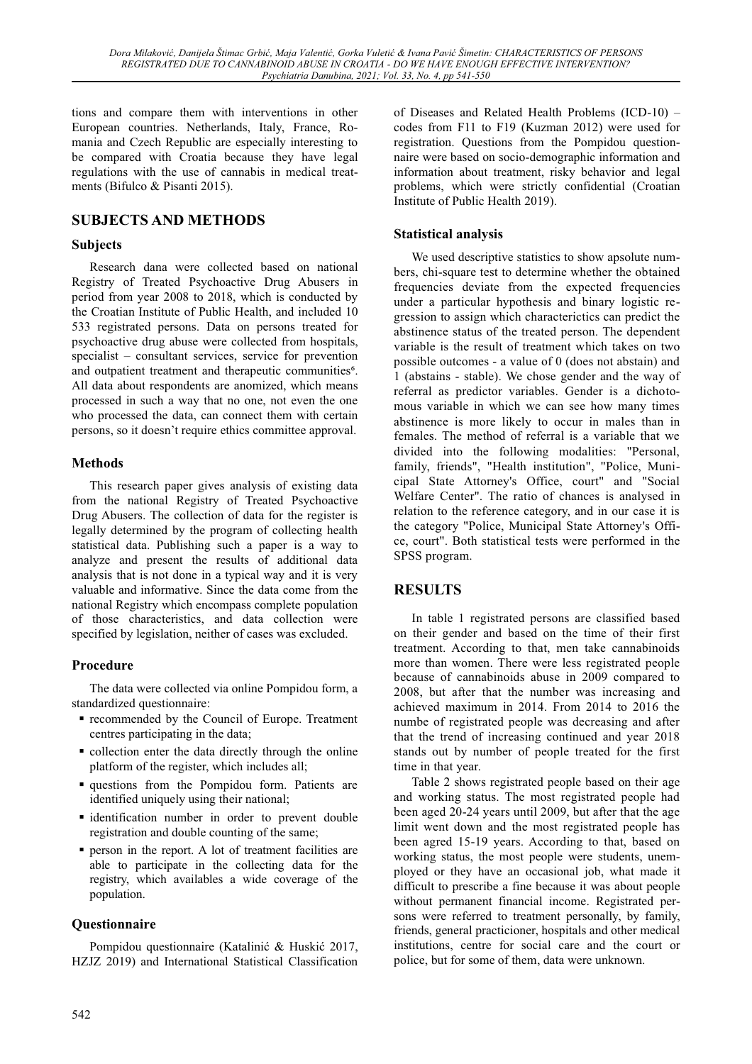tions and compare them with interventions in other European countries. Netherlands, Italy, France, Romania and Czech Republic are especially interesting to be compared with Croatia because they have legal regulations with the use of cannabis in medical treatments (Bifulco & Pisanti 2015).

## SUBJECTS AND METHODS

### Subjects

Research dana were collected based on national Registry of Treated Psychoactive Drug Abusers in period from year 2008 to 2018, which is conducted by the Croatian Institute of Public Health, and included 10 533 registrated persons. Data on persons treated for psychoactive drug abuse were collected from hospitals, specialist – consultant services, service for prevention and outpatient treatment and therapeutic communities[6]. All data about respondents are anomized, which means processed in such a way that no one, not even the one who processed the data, can connect them with certain persons, so it doesn't require ethics committee approval.

### Methods

This research paper gives analysis of existing data from the national Registry of Treated Psychoactive Drug Abusers. The collection of data for the register is legally determined by the program of collecting health statistical data. Publishing such a paper is a way to analyze and present the results of additional data analysis that is not done in a typical way and it is very valuable and informative. Since the data come from the national Registry which encompass complete population of those characteristics, and data collection were specified by legislation, neither of cases was excluded.

### Procedure

The data were collected via online Pompidou form, a standardized questionnaire:

- recommended by the Council of Europe. Treatment centres participating in the data;
- collection enter the data directly through the online platform of the register, which includes all;
- questions from the Pompidou form. Patients are identified uniquely using their national;
- identification number in order to prevent double registration and double counting of the same;
- person in the report. A lot of treatment facilities are able to participate in the collecting data for the registry, which availables a wide coverage of the population.

### Questionnaire

Pompidou questionnaire (Katalinić & Huskić 2017, HZJZ 2019) and International Statistical Classification of Diseases and Related Health Problems (ICD-10) – codes from F11 to F19 (Kuzman 2012) were used for registration. Questions from the Pompidou questionnaire were based on socio-demographic information and information about treatment, risky behavior and legal problems, which were strictly confidential (Croatian Institute of Public Health 2019).

### Statistical analysis

We used descriptive statistics to show apsolute numbers, chi-square test to determine whether the obtained frequencies deviate from the expected frequencies under a particular hypothesis and binary logistic regression to assign which characterictics can predict the abstinence status of the treated person. The dependent variable is the result of treatment which takes on two possible outcomes - a value of 0 (does not abstain) and 1 (abstains - stable). We chose gender and the way of referral as predictor variables. Gender is a dichotomous variable in which we can see how many times abstinence is more likely to occur in males than in females. The method of referral is a variable that we divided into the following modalities: "Personal, family, friends", "Health institution", "Police, Municipal State Attorney's Office, court" and "Social Welfare Center". The ratio of chances is analysed in relation to the reference category, and in our case it is the category "Police, Municipal State Attorney's Office, court". Both statistical tests were performed in the SPSS program.

## RESULTS

In table 1 registrated persons are classified based on their gender and based on the time of their first treatment. According to that, men take cannabinoids more than women. There were less registrated people because of cannabinoids abuse in 2009 compared to 2008, but after that the number was increasing and achieved maximum in 2014. From 2014 to 2016 the numbe of registrated people was decreasing and after that the trend of increasing continued and year 2018 stands out by number of people treated for the first time in that year.

Table 2 shows registrated people based on their age and working status. The most registrated people had been aged 20-24 years until 2009, but after that the age limit went down and the most registrated people has been agred 15-19 years. According to that, based on working status, the most people were students, unemployed or they have an occasional job, what made it difficult to prescribe a fine because it was about people without permanent financial income. Registrated persons were referred to treatment personally, by family, friends, general practicioner, hospitals and other medical institutions, centre for social care and the court or police, but for some of them, data were unknown.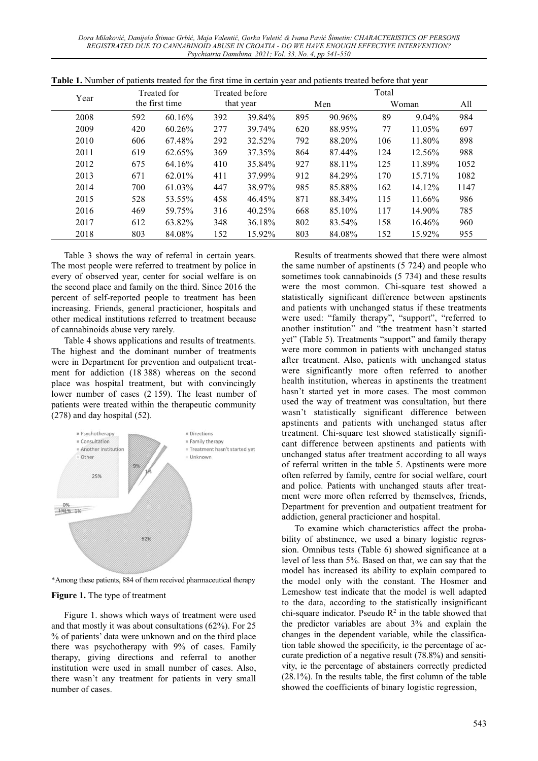**Table 1.** Number of patients treated for the first time in certain year and patients treated before that year

| Year | Treated for the first time | | Treated before that year | | Total | | | | |
|---|---|---|---|---|---|---|---|---|---|
| | | | | | Men | | Woman | | All |
| 2008 | 592 | 60.16% | 392 | 39.84% | 895 | 90.96% | 89 | 9.04% | 984 |
| 2009 | 420 | 60.26% | 277 | 39.74% | 620 | 88.95% | 77 | 11.05% | 697 |
| 2010 | 606 | 67.48% | 292 | 32.52% | 792 | 88.20% | 106 | 11.80% | 898 |
| 2011 | 619 | 62.65% | 369 | 37.35% | 864 | 87.44% | 124 | 12.56% | 988 |
| 2012 | 675 | 64.16% | 410 | 35.84% | 927 | 88.11% | 125 | 11.89% | 1052 |
| 2013 | 671 | 62.01% | 411 | 37.99% | 912 | 84.29% | 170 | 15.71% | 1082 |
| 2014 | 700 | 61.03% | 447 | 38.97% | 985 | 85.88% | 162 | 14.12% | 1147 |
| 2015 | 528 | 53.55% | 458 | 46.45% | 871 | 88.34% | 115 | 11.66% | 986 |
| 2016 | 469 | 59.75% | 316 | 40.25% | 668 | 85.10% | 117 | 14.90% | 785 |
| 2017 | 612 | 63.82% | 348 | 36.18% | 802 | 83.54% | 158 | 16.46% | 960 |
| 2018 | 803 | 84.08% | 152 | 15.92% | 803 | 84.08% | 152 | 15.92% | 955 |

Table 3 shows the way of referral in certain years. The most people were referred to treatment by police in every of observed year, center for social welfare is on the second place and family on the third. Since 2016 the percent of self-reported people to treatment has been increasing. Friends, general practicioner, hospitals and other medical institutions referred to treatment because of cannabinoids abuse very rarely.

Table 4 shows applications and results of treatments. The highest and the dominant number of treatments were in Department for prevention and outpatient treatment for addiction (18 388) whereas on the second place was hospital treatment, but with convincingly lower number of cases (2 159). The least number of patients were treated within the therapeutic community (278) and day hospital (52).

*Among these patients, 884 of them received pharmaceutical therapy

**Figure 1.** The type of treatment

Figure 1. shows which ways of treatment were used and that mostly it was about consultations (62%). For 25 % of patients' data were unknown and on the third place there was psychotherapy with 9% of cases. Family therapy, giving directions and referral to another institution were used in small number of cases. Also, there wasn't any treatment for patients in very small number of cases.

Results of treatments showed that there were almost the same number of apstinents (5 724) and people who sometimes took cannabinoids (5 734) and these results were the most common. Chi-square test showed a statistically significant difference between apstinents and patients with unchanged status if these treatments were used: "family therapy", "support", "referred to another institution" and "the treatment hasn't started yet" (Table 5). Treatments "support" and family therapy were more common in patients with unchanged status after treatment. Also, patients with unchanged status were significantly more often referred to another health institution, whereas in apstinents the treatment hasn't started yet in more cases. The most common used the way of treatment was consultation, but there wasn't statistically significant difference between apstinents and patients with unchanged status after treatment. Chi-square test showed statistically significant difference between apstinents and patients with unchanged status after treatment according to all ways of referral written in the table 5. Apstinents were more often referred by family, centre for social welfare, court and police. Patients with unchanged stauts after treatment were more often referred by themselves, friends, Department for prevention and outpatient treatment for addiction, general practicioner and hospital.

To examine which characteristics affect the probability of abstinence, we used a binary logistic regression. Omnibus tests (Table 6) showed significance at a level of less than 5%. Based on that, we can say that the model has increased its ability to explain compared to the model only with the constant. The Hosmer and Lemeshow test indicate that the model is well adapted to the data, according to the statistically insignificant chi-square indicator. Pseudo $R^2$ in the table showed that the predictor variables are about 3% and explain the changes in the dependent variable, while the classification table showed the specificity, ie the percentage of accurate prediction of a negative result (78.8%) and sensitivity, ie the percentage of abstainers correctly predicted (28.1%). In the results table, the first column of the table showed the coefficients of binary logistic regression,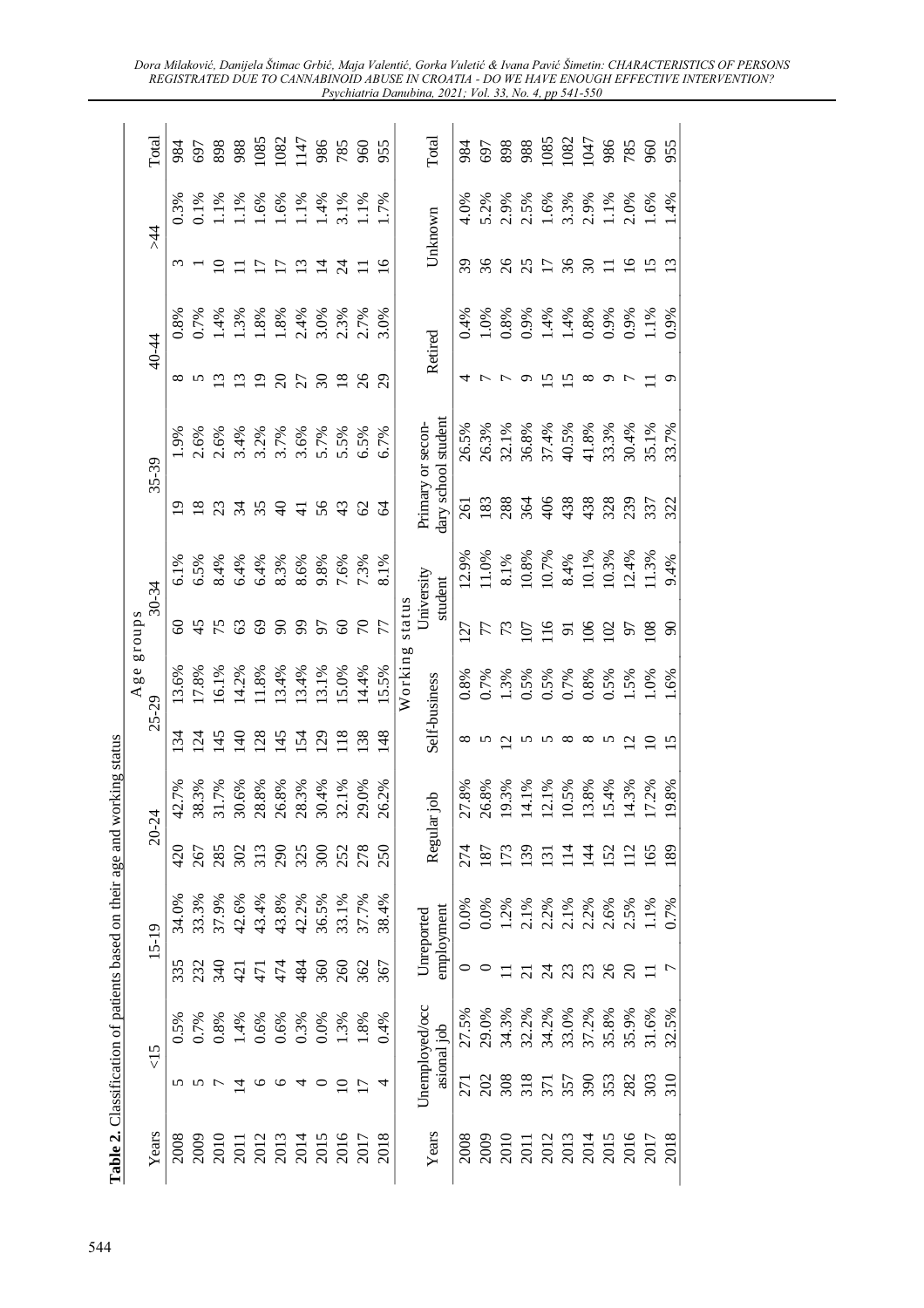**Table 2.** Classification of patients based on their age and working status

| Years | Age groups | | | | | | | | | | | | | | | |
|---|---|---|---|---|---|---|---|---|---|---|---|---|---|---|---|---|
| | <15 | | 15-19 | | 20-24 | | 25-29 | | 30-34 | | 35-39 | | 40-44 | | >44 | | Total |
| 2008 | 5 | 0.5% | 335 | 34.0% | 420 | 42.7% | 134 | 13.6% | 60 | 6.1% | 19 | 1.9% | 8 | 0.8% | 3 | 0.3% | 984 |
| 2009 | 5 | 0.7% | 232 | 33.3% | 267 | 38.3% | 124 | 17.8% | 45 | 6.5% | 18 | 2.6% | 5 | 0.7% | 1 | 0.1% | 697 |
| 2010 | 7 | 0.8% | 340 | 37.9% | 285 | 31.7% | 145 | 16.1% | 75 | 8.4% | 23 | 2.6% | 13 | 1.4% | 10 | 1.1% | 898 |
| 2011 | 14 | 1.4% | 421 | 42.6% | 302 | 30.6% | 140 | 14.2% | 63 | 6.4% | 34 | 3.4% | 13 | 1.3% | 11 | 1.1% | 988 |
| 2012 | 6 | 0.6% | 471 | 43.4% | 313 | 28.8% | 128 | 11.8% | 69 | 6.4% | 35 | 3.2% | 19 | 1.8% | 17 | 1.6% | 1085 |
| 2013 | 6 | 0.6% | 474 | 43.8% | 290 | 26.8% | 145 | 13.4% | 90 | 8.3% | 40 | 3.7% | 20 | 1.8% | 17 | 1.6% | 1082 |
| 2014 | 4 | 0.3% | 484 | 42.2% | 325 | 28.3% | 154 | 13.4% | 99 | 8.6% | 41 | 3.6% | 27 | 2.4% | 13 | 1.1% | 1147 |
| 2015 | 0 | 0.0% | 360 | 36.5% | 300 | 30.4% | 129 | 13.1% | 97 | 9.8% | 56 | 5.7% | 30 | 3.0% | 14 | 1.4% | 986 |
| 2016 | 10 | 1.3% | 260 | 33.1% | 252 | 32.1% | 118 | 15.0% | 60 | 7.6% | 43 | 5.5% | 18 | 2.3% | 24 | 3.1% | 785 |
| 2017 | 17 | 1.8% | 362 | 37.7% | 278 | 29.0% | 138 | 14.4% | 70 | 7.3% | 62 | 6.5% | 26 | 2.7% | 11 | 1.1% | 960 |
| 2018 | 4 | 0.4% | 367 | 38.4% | 250 | 26.2% | 148 | 15.5% | 77 | 8.1% | 64 | 6.7% | 29 | 3.0% | 16 | 1.7% | 955 |

| Years | Working status | | | | | | | | | | | | | | | |
|---|---|---|---|---|---|---|---|---|---|---|---|---|---|---|---|---|
| | Unemployed/occasional job | | Unreported employment | | Regular job | | Self-business | | University student | | Primary or secondary school student | | Retired | | Unknown | | Total |
| 2008 | 271 | 27.5% | 0 | 0.0% | 274 | 27.8% | 8 | 0.8% | 127 | 12.9% | 261 | 26.5% | 4 | 0.4% | 39 | 4.0% | 984 |
| 2009 | 202 | 29.0% | 0 | 0.0% | 187 | 26.8% | 5 | 0.7% | 77 | 11.0% | 183 | 26.3% | 7 | 1.0% | 36 | 5.2% | 697 |
| 2010 | 308 | 34.3% | 11 | 1.2% | 173 | 19.3% | 12 | 1.3% | 73 | 8.1% | 288 | 32.1% | 7 | 0.8% | 26 | 2.9% | 898 |
| 2011 | 318 | 32.2% | 21 | 2.1% | 139 | 14.1% | 5 | 0.5% | 107 | 10.8% | 364 | 36.8% | 9 | 0.9% | 25 | 2.5% | 988 |
| 2012 | 371 | 34.2% | 24 | 2.2% | 131 | 12.1% | 5 | 0.5% | 116 | 10.7% | 406 | 37.4% | 15 | 1.4% | 17 | 1.6% | 1085 |
| 2013 | 357 | 33.0% | 23 | 2.1% | 114 | 10.5% | 8 | 0.7% | 91 | 8.4% | 438 | 40.5% | 15 | 1.4% | 36 | 3.3% | 1082 |
| 2014 | 390 | 37.2% | 23 | 2.2% | 144 | 13.8% | 8 | 0.8% | 106 | 10.1% | 438 | 41.8% | 8 | 0.8% | 30 | 2.9% | 1047 |
| 2015 | 353 | 35.8% | 26 | 2.6% | 152 | 15.4% | 5 | 0.5% | 102 | 10.3% | 328 | 33.3% | 9 | 0.9% | 11 | 1.1% | 986 |
| 2016 | 282 | 35.9% | 20 | 2.5% | 112 | 14.3% | 12 | 1.5% | 97 | 12.4% | 239 | 30.4% | 7 | 0.9% | 16 | 2.0% | 785 |
| 2017 | 303 | 31.6% | 11 | 1.1% | 165 | 17.2% | 10 | 1.0% | 108 | 11.3% | 337 | 35.1% | 11 | 1.1% | 15 | 1.6% | 960 |
| 2018 | 310 | 32.5% | 7 | 0.7% | 189 | 19.8% | 15 | 1.6% | 90 | 9.4% | 322 | 33.7% | 9 | 0.9% | 13 | 1.4% | 955 |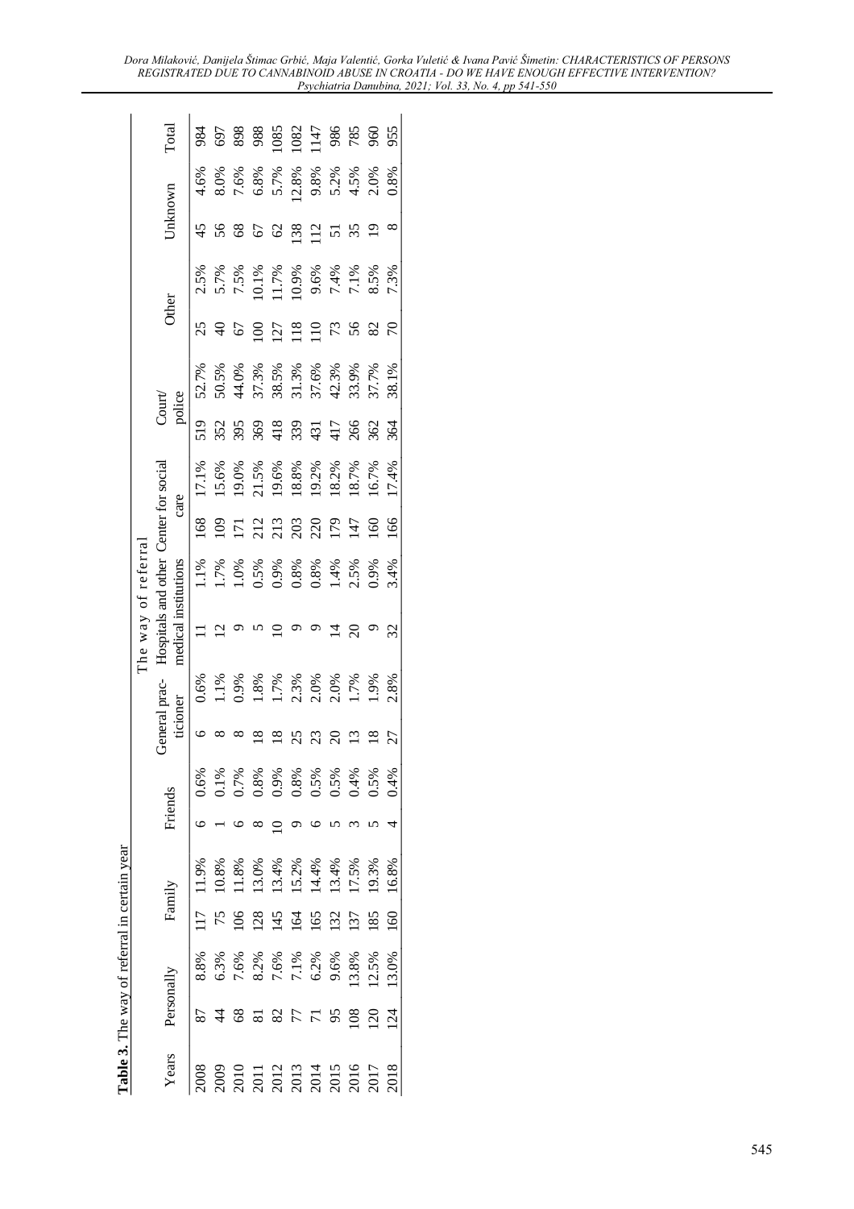**Table 3.** The way of referral in certain year

| Years | The way of referral | | | | | | | | | | | | | | | | | | |
|---|---|---|---|---|---|---|---|---|---|---|---|---|---|---|---|---|---|---|---|
| | Personally | | Family | | Friends | | General practicioner | | Hospitals and other medical institutions | | Center for social care | | Court/ police | | Other | | Unknown | | Total |
| 2008 | 87 | 8.8% | 117 | 11.9% | 6 | 0.6% | 6 | 0.6% | 11 | 1.1% | 168 | 17.1% | 519 | 52.7% | 25 | 2.5% | 45 | 4.6% | 984 |
| 2009 | 44 | 6.3% | 75 | 10.8% | 1 | 0.1% | 8 | 1.1% | 12 | 1.7% | 109 | 15.6% | 352 | 50.5% | 40 | 5.7% | 56 | 8.0% | 697 |
| 2010 | 68 | 7.6% | 106 | 11.8% | 6 | 0.7% | 8 | 0.9% | 9 | 1.0% | 171 | 19.0% | 395 | 44.0% | 67 | 7.5% | 68 | 7.6% | 898 |
| 2011 | 81 | 8.2% | 128 | 13.0% | 8 | 0.8% | 18 | 1.8% | 5 | 0.5% | 212 | 21.5% | 369 | 37.3% | 100 | 10.1% | 67 | 6.8% | 988 |
| 2012 | 82 | 7.6% | 145 | 13.4% | 10 | 0.9% | 18 | 1.7% | 10 | 0.9% | 213 | 19.6% | 418 | 38.5% | 127 | 11.7% | 62 | 5.7% | 1085 |
| 2013 | 77 | 7.1% | 164 | 15.2% | 9 | 0.8% | 25 | 2.3% | 9 | 0.8% | 203 | 18.8% | 339 | 31.3% | 118 | 10.9% | 138 | 12.8% | 1082 |
| 2014 | 71 | 6.2% | 165 | 14.4% | 6 | 0.5% | 23 | 2.0% | 9 | 0.8% | 220 | 19.2% | 431 | 37.6% | 110 | 9.6% | 112 | 9.8% | 1147 |
| 2015 | 95 | 9.6% | 132 | 13.4% | 5 | 0.5% | 20 | 2.0% | 14 | 1.4% | 179 | 18.2% | 417 | 42.3% | 73 | 7.4% | 51 | 5.2% | 986 |
| 2016 | 108 | 13.8% | 137 | 17.5% | 3 | 0.4% | 13 | 1.7% | 20 | 2.5% | 147 | 18.7% | 266 | 33.9% | 56 | 7.1% | 35 | 4.5% | 785 |
| 2017 | 120 | 12.5% | 185 | 19.3% | 5 | 0.5% | 18 | 1.9% | 9 | 0.9% | 160 | 16.7% | 362 | 37.7% | 82 | 8.5% | 19 | 2.0% | 960 |
| 2018 | 124 | 13.0% | 160 | 16.8% | 4 | 0.4% | 27 | 2.8% | 32 | 3.4% | 166 | 17.4% | 364 | 38.1% | 70 | 7.3% | 8 | 0.8% | 955 |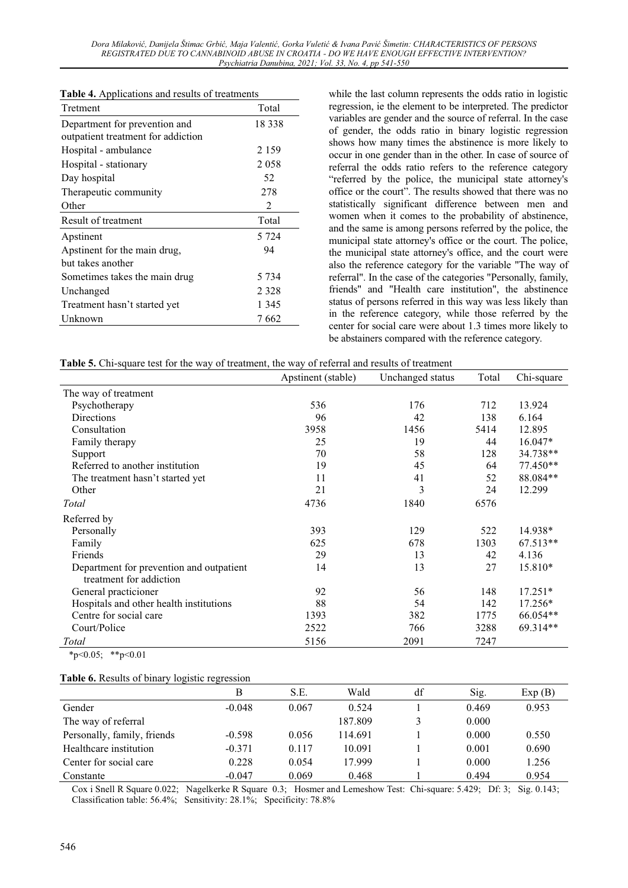**Table 4.** Applications and results of treatments

| Tretment | Total |
|---|---|
| Department for prevention and outpatient treatment for addiction | 18 338 |
| Hospital - ambulance | 2 159 |
| Hospital - stationary | 2 058 |
| Day hospital | 52 |
| Therapeutic community | 278 |
| Other | 2 |
| **Result of treatment** | **Total** |
| Apstinent | 5 724 |
| Apstinent for the main drug, but takes another | 94 |
| Sometimes takes the main drug | 5 734 |
| Unchanged | 2 328 |
| Treatment hasn't started yet | 1 345 |
| Unknown | 7 662 |

while the last column represents the odds ratio in logistic regression, ie the element to be interpreted. The predictor variables are gender and the source of referral. In the case of gender, the odds ratio in binary logistic regression shows how many times the abstinence is more likely to occur in one gender than in the other. In case of source of referral the odds ratio refers to the reference category "referred by the police, the municipal state attorney's office or the court". The results showed that there was no statistically significant difference between men and women when it comes to the probability of abstinence, and the same is among persons referred by the police, the municipal state attorney's office or the court. The police, the municipal state attorney's office, and the court were also the reference category for the variable "The way of referral". In the case of the categories "Personally, family, friends" and "Health care institution", the abstinence status of persons referred in this way was less likely than in the reference category, while those referred by the center for social care were about 1.3 times more likely to be abstainers compared with the reference category.

**Table 5.** Chi-square test for the way of treatment, the way of referral and results of treatment

| | Apstinent (stable) | Unchanged status | Total | Chi-square |
|---|---|---|---|---|
| The way of treatment | | | | |
| Psychotherapy | 536 | 176 | 712 | 13.924 |
| Directions | 96 | 42 | 138 | 6.164 |
| Consultation | 3958 | 1456 | 5414 | 12.895 |
| Family therapy | 25 | 19 | 44 | 16.047* |
| Support | 70 | 58 | 128 | 34.738** |
| Referred to another institution | 19 | 45 | 64 | 77.450** |
| The treatment hasn't started yet | 11 | 41 | 52 | 88.084** |
| Other | 21 | 3 | 24 | 12.299 |
| *Total* | 4736 | 1840 | 6576 | |
| Referred by | | | | |
| Personally | 393 | 129 | 522 | 14.938* |
| Family | 625 | 678 | 1303 | 67.513** |
| Friends | 29 | 13 | 42 | 4.136 |
| Department for prevention and outpatient treatment for addiction | 14 | 13 | 27 | 15.810* |
| General practicioner | 92 | 56 | 148 | 17.251* |
| Hospitals and other health institutions | 88 | 54 | 142 | 17.256* |
| Centre for social care | 1393 | 382 | 1775 | 66.054** |
| Court/Police | 2522 | 766 | 3288 | 69.314** |
| *Total* | 5156 | 2091 | 7247 | |

*p<0.05; **p<0.01

**Table 6.** Results of binary logistic regression

| | B | S.E. | Wald | df | Sig. | Exp (B) |
|---|---|---|---|---|---|---|
| Gender | -0.048 | 0.067 | 0.524 | 1 | 0.469 | 0.953 |
| The way of referral | | | 187.809 | 3 | 0.000 | |
| Personally, family, friends | -0.598 | 0.056 | 114.691 | 1 | 0.000 | 0.550 |
| Healthcare institution | -0.371 | 0.117 | 10.091 | 1 | 0.001 | 0.690 |
| Center for social care | 0.228 | 0.054 | 17.999 | 1 | 0.000 | 1.256 |
| Constante | -0.047 | 0.069 | 0.468 | 1 | 0.494 | 0.954 |

Cox i Snell R Square 0.022; Nagelkerke R Square 0.3; Hosmer and Lemeshow Test: Chi-square: 5.429; Df: 3; Sig. 0.143; Classification table: 56.4%; Sensitivity: 28.1%; Specificity: 78.8%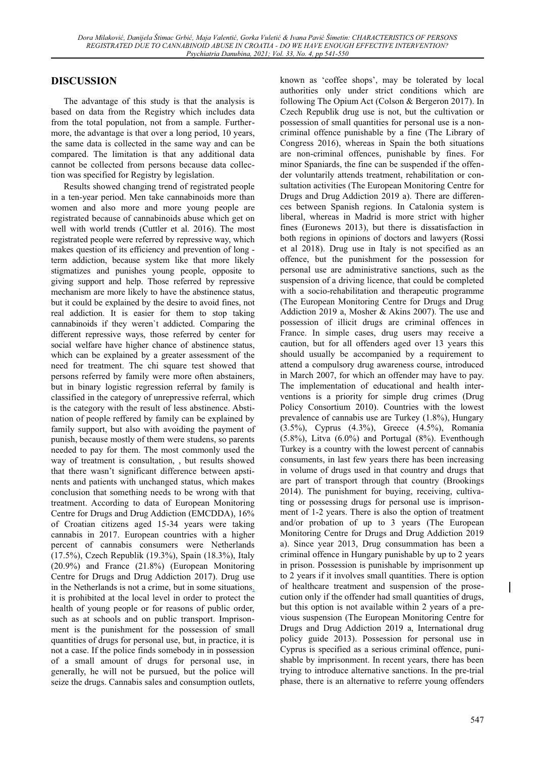## DISCUSSION

The advantage of this study is that the analysis is based on data from the Registry which includes data from the total population, not from a sample. Furthermore, the advantage is that over a long period, 10 years, the same data is collected in the same way and can be compared. The limitation is that any additional data cannot be collected from persons because data collection was specified for Registry by legislation.

Results showed changing trend of registrated people in a ten-year period. Men take cannabinoids more than women and also more and more young people are registrated because of cannabinoids abuse which get on well with world trends (Cuttler et al. 2016). The most registrated people were referred by repressive way, which makes question of its efficiency and prevention of long - term addiction, because system like that more likely stigmatizes and punishes young people, opposite to giving support and help. Those referred by repressive mechanism are more likely to have the abstinence status, but it could be explained by the desire to avoid fines, not real addiction. It is easier for them to stop taking cannabinoids if they weren`t addicted. Comparing the different repressive ways, those referred by center for social welfare have higher chance of abstinence status, which can be explained by a greater assessment of the need for treatment. The chi square test showed that persons referred by family were more often abstainers, but in binary logistic regression referral by family is classified in the category of unrepressive referral, which is the category with the result of less abstinence. Abstination of people reffered by family can be explained by family support, but also with avoiding the payment of punish, because mostly of them were studens, so parents needed to pay for them. The most commonly used the way of treatment is consultation, , but results showed that there wasn't significant difference between apstinents and patients with unchanged status, which makes conclusion that something needs to be wrong with that treatment. According to data of European Monitoring Centre for Drugs and Drug Addiction (EMCDDA), 16% of Croatian citizens aged 15-34 years were taking cannabis in 2017. European countries with a higher percent of cannabis consumers were Netherlands (17.5%), Czech Republik (19.3%), Spain (18.3%), Italy (20.9%) and France (21.8%) (European Monitoring Centre for Drugs and Drug Addiction 2017). Drug use in the Netherlands is not a crime, but in some situations, it is prohibited at the local level in order to protect the health of young people or for reasons of public order, such as at schools and on public transport. Imprisonment is the punishment for the possession of small quantities of drugs for personal use, but, in practice, it is not a case. If the police finds somebody in in possession of a small amount of drugs for personal use, in generally, he will not be pursued, but the police will seize the drugs. Cannabis sales and consumption outlets, known as 'coffee shops', may be tolerated by local authorities only under strict conditions which are following The Opium Act (Colson & Bergeron 2017). In Czech Republik drug use is not, but the cultivation or possession of small quantities for personal use is a non-criminal offence punishable by a fine (The Library of Congress 2016), whereas in Spain the both situations are non-criminal offences, punishable by fines. For minor Spaniards, the fine can be suspended if the offender voluntarily attends treatment, rehabilitation or consultation activities (The European Monitoring Centre for Drugs and Drug Addiction 2019 a). There are differences between Spanish regions. In Catalonia system is liberal, whereas in Madrid is more strict with higher fines (Euronews 2013), but there is dissatisfaction in both regions in opinions of doctors and lawyers (Rossi et al 2018). Drug use in Italy is not specified as an offence, but the punishment for the possession for personal use are administrative sanctions, such as the suspension of a driving licence, that could be completed with a socio-rehabilitation and therapeutic programme (The European Monitoring Centre for Drugs and Drug Addiction 2019 a, Mosher & Akins 2007). The use and possession of illicit drugs are criminal offences in France. In simple cases, drug users may receive a caution, but for all offenders aged over 13 years this should usually be accompanied by a requirement to attend a compulsory drug awareness course, introduced in March 2007, for which an offender may have to pay. The implementation of educational and health interventions is a priority for simple drug crimes (Drug Policy Consortium 2010). Countries with the lowest prevalence of cannabis use are Turkey (1.8%), Hungary (3.5%), Cyprus (4.3%), Greece (4.5%), Romania (5.8%), Litva (6.0%) and Portugal (8%). Eventhough Turkey is a country with the lowest percent of cannabis consuments, in last few years there has been increasing in volume of drugs used in that country and drugs that are part of transport through that country (Brookings 2014). The punishment for buying, receiving, cultivating or possessing drugs for personal use is imprisonment of 1-2 years. There is also the option of treatment and/or probation of up to 3 years (The European Monitoring Centre for Drugs and Drug Addiction 2019 a). Since year 2013, Drug consummation has been a criminal offence in Hungary punishable by up to 2 years in prison. Possession is punishable by imprisonment up to 2 years if it involves small quantities. There is option of healthcare treatment and suspension of the prosecution only if the offender had small quantities of drugs, but this option is not available within 2 years of a previous suspension (The European Monitoring Centre for Drugs and Drug Addiction 2019 a, International drug policy guide 2013). Possession for personal use in Cyprus is specified as a serious criminal offence, punishable by imprisonment. In recent years, there has been trying to introduce alternative sanctions. In the pre-trial phase, there is an alternative to referre young offenders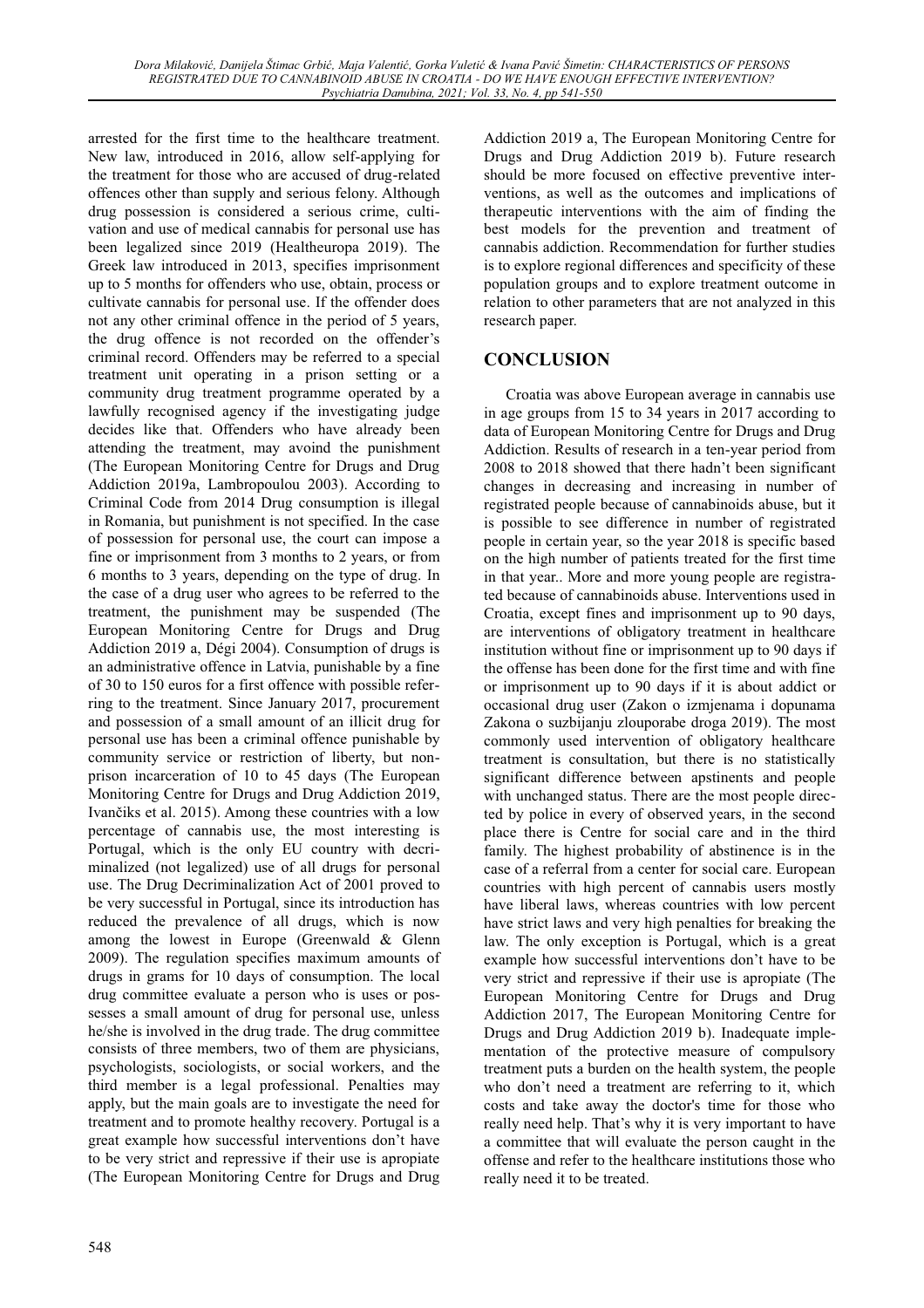arrested for the first time to the healthcare treatment. New law, introduced in 2016, allow self-applying for the treatment for those who are accused of drug-related offences other than supply and serious felony. Although drug possession is considered a serious crime, cultivation and use of medical cannabis for personal use has been legalized since 2019 (Healtheuropa 2019). The Greek law introduced in 2013, specifies imprisonment up to 5 months for offenders who use, obtain, process or cultivate cannabis for personal use. If the offender does not any other criminal offence in the period of 5 years, the drug offence is not recorded on the offender's criminal record. Offenders may be referred to a special treatment unit operating in a prison setting or a community drug treatment programme operated by a lawfully recognised agency if the investigating judge decides like that. Offenders who have already been attending the treatment, may avoind the punishment (The European Monitoring Centre for Drugs and Drug Addiction 2019a, Lambropoulou 2003). According to Criminal Code from 2014 Drug consumption is illegal in Romania, but punishment is not specified. In the case of possession for personal use, the court can impose a fine or imprisonment from 3 months to 2 years, or from 6 months to 3 years, depending on the type of drug. In the case of a drug user who agrees to be referred to the treatment, the punishment may be suspended (The European Monitoring Centre for Drugs and Drug Addiction 2019 a, Dégi 2004). Consumption of drugs is an administrative offence in Latvia, punishable by a fine of 30 to 150 euros for a first offence with possible referring to the treatment. Since January 2017, procurement and possession of a small amount of an illicit drug for personal use has been a criminal offence punishable by community service or restriction of liberty, but non-prison incarceration of 10 to 45 days (The European Monitoring Centre for Drugs and Drug Addiction 2019, Ivančiks et al. 2015). Among these countries with a low percentage of cannabis use, the most interesting is Portugal, which is the only EU country with decriminalized (not legalized) use of all drugs for personal use. The Drug Decriminalization Act of 2001 proved to be very successful in Portugal, since its introduction has reduced the prevalence of all drugs, which is now among the lowest in Europe (Greenwald & Glenn 2009). The regulation specifies maximum amounts of drugs in grams for 10 days of consumption. The local drug committee evaluate a person who is uses or possesses a small amount of drug for personal use, unless he/she is involved in the drug trade. The drug committee consists of three members, two of them are physicians, psychologists, sociologists, or social workers, and the third member is a legal professional. Penalties may apply, but the main goals are to investigate the need for treatment and to promote healthy recovery. Portugal is a great example how successful interventions don't have to be very strict and repressive if their use is apropiate (The European Monitoring Centre for Drugs and Drug Addiction 2019 a, The European Monitoring Centre for Drugs and Drug Addiction 2019 b). Future research should be more focused on effective preventive interventions, as well as the outcomes and implications of therapeutic interventions with the aim of finding the best models for the prevention and treatment of cannabis addiction. Recommendation for further studies is to explore regional differences and specificity of these population groups and to explore treatment outcome in relation to other parameters that are not analyzed in this research paper.

## CONCLUSION

Croatia was above European average in cannabis use in age groups from 15 to 34 years in 2017 according to data of European Monitoring Centre for Drugs and Drug Addiction. Results of research in a ten-year period from 2008 to 2018 showed that there hadn't been significant changes in decreasing and increasing in number of registrated people because of cannabinoids abuse, but it is possible to see difference in number of registrated people in certain year, so the year 2018 is specific based on the high number of patients treated for the first time in that year.. More and more young people are registrated because of cannabinoids abuse. Interventions used in Croatia, except fines and imprisonment up to 90 days, are interventions of obligatory treatment in healthcare institution without fine or imprisonment up to 90 days if the offense has been done for the first time and with fine or imprisonment up to 90 days if it is about addict or occasional drug user (Zakon o izmjenama i dopunama Zakona o suzbijanju zlouporabe droga 2019). The most commonly used intervention of obligatory healthcare treatment is consultation, but there is no statistically significant difference between apstinents and people with unchanged status. There are the most people directed by police in every of observed years, in the second place there is Centre for social care and in the third family. The highest probability of abstinence is in the case of a referral from a center for social care. European countries with high percent of cannabis users mostly have liberal laws, whereas countries with low percent have strict laws and very high penalties for breaking the law. The only exception is Portugal, which is a great example how successful interventions don't have to be very strict and repressive if their use is apropiate (The European Monitoring Centre for Drugs and Drug Addiction 2017, The European Monitoring Centre for Drugs and Drug Addiction 2019 b). Inadequate implementation of the protective measure of compulsory treatment puts a burden on the health system, the people who don't need a treatment are referring to it, which costs and take away the doctor's time for those who really need help. That's why it is very important to have a committee that will evaluate the person caught in the offense and refer to the healthcare institutions those who really need it to be treated.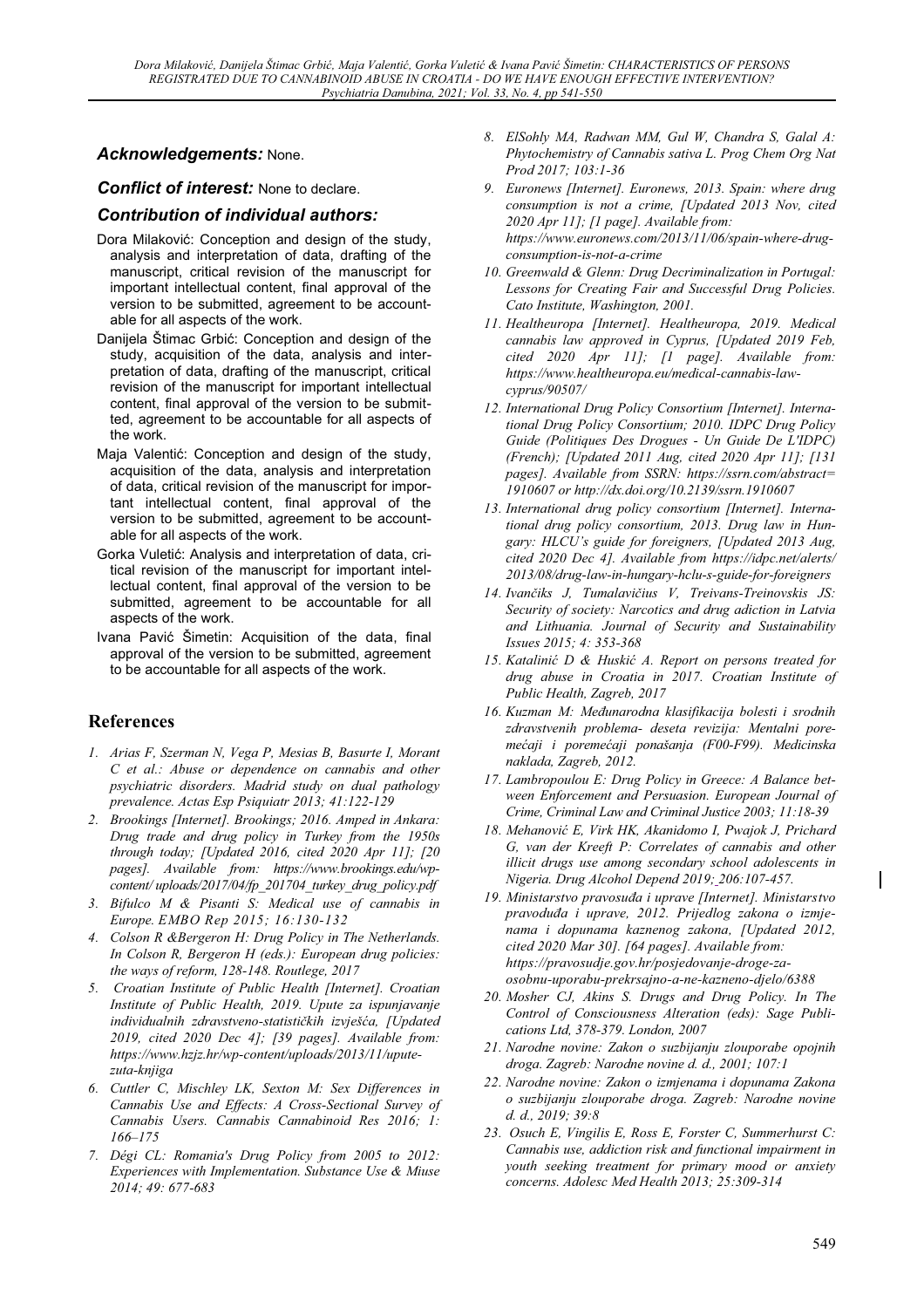***Acknowledgements:*** None.

***Conflict of interest:*** None to declare.

## *Contribution of individual authors:*

Dora Milaković: Conception and design of the study, analysis and interpretation of data, drafting of the manuscript, critical revision of the manuscript for important intellectual content, final approval of the version to be submitted, agreement to be accountable for all aspects of the work.

Danijela Štimac Grbić: Conception and design of the study, acquisition of the data, analysis and interpretation of data, drafting of the manuscript, critical revision of the manuscript for important intellectual content, final approval of the version to be submitted, agreement to be accountable for all aspects of the work.

Maja Valentić: Conception and design of the study, acquisition of the data, analysis and interpretation of data, critical revision of the manuscript for important intellectual content, final approval of the version to be submitted, agreement to be accountable for all aspects of the work.

Gorka Vuletić: Analysis and interpretation of data, critical revision of the manuscript for important intellectual content, final approval of the version to be submitted, agreement to be accountable for all aspects of the work.

Ivana Pavić Šimetin: Acquisition of the data, final approval of the version to be submitted, agreement to be accountable for all aspects of the work.

# References

1. *Arias F, Szerman N, Vega P, Mesias B, Basurte I, Morant C et al.: Abuse or dependence on cannabis and other psychiatric disorders. Madrid study on dual pathology prevalence. Actas Esp Psiquiatr 2013; 41:122-129*
2. *Brookings [Internet]. Brookings; 2016. Amped in Ankara: Drug trade and drug policy in Turkey from the 1950s through today; [Updated 2016, cited 2020 Apr 11]; [20 pages]. Available from: https://www.brookings.edu/wp-content/uploads/2017/04/fp_201704_turkey_drug_policy.pdf*
3. *Bifulco M & Pisanti S: Medical use of cannabis in Europe. EMBO Rep 2015; 16:130-132*
4. *Colson R &Bergeron H: Drug Policy in The Netherlands. In Colson R, Bergeron H (eds.): European drug policies: the ways of reform, 128-148. Routlege, 2017*
5. *Croatian Institute of Public Health [Internet]. Croatian Institute of Public Health, 2019. Upute za ispunjavanje individualnih zdravstveno-statističkih izvješća, [Updated 2019, cited 2020 Dec 4]; [39 pages]. Available from: https://www.hzjz.hr/wp-content/uploads/2013/11/upute-zuta-knjiga*
6. *Cuttler C, Mischley LK, Sexton M: Sex Differences in Cannabis Use and Effects: A Cross-Sectional Survey of Cannabis Users. Cannabis Cannabinoid Res 2016; 1: 166–175*
7. *Dégi CL: Romania's Drug Policy from 2005 to 2012: Experiences with Implementation. Substance Use & Miuse 2014; 49: 677-683*
8. *ElSohly MA, Radwan MM, Gul W, Chandra S, Galal A: Phytochemistry of Cannabis sativa L. Prog Chem Org Nat Prod 2017; 103:1-36*
9. *Euronews [Internet]. Euronews, 2013. Spain: where drug consumption is not a crime, [Updated 2013 Nov, cited 2020 Apr 11]; [1 page]. Available from: https://www.euronews.com/2013/11/06/spain-where-drug-consumption-is-not-a-crime*
10. *Greenwald & Glenn: Drug Decriminalization in Portugal: Lessons for Creating Fair and Successful Drug Policies. Cato Institute, Washington, 2001.*
11. *Healtheuropa [Internet]. Healtheuropa, 2019. Medical cannabis law approved in Cyprus, [Updated 2019 Feb, cited 2020 Apr 11]; [1 page]. Available from: https://www.healtheuropa.eu/medical-cannabis-law-cyprus/90507/*
12. *International Drug Policy Consortium [Internet]. International Drug Policy Consortium; 2010. IDPC Drug Policy Guide (Politiques Des Drogues - Un Guide De L'IDPC) (French); [Updated 2011 Aug, cited 2020 Apr 11]; [131 pages]. Available from SSRN: https://ssrn.com/abstract=1910607 or http://dx.doi.org/10.2139/ssrn.1910607*
13. *International drug policy consortium [Internet]. International drug policy consortium, 2013. Drug law in Hungary: HLCU's guide for foreigners, [Updated 2013 Aug, cited 2020 Dec 4]. Available from https://idpc.net/alerts/2013/08/drug-law-in-hungary-hclu-s-guide-for-foreigners*
14. *Ivančiks J, Tumalavičius V, Treivans-Treinovskis JS: Security of society: Narcotics and drug adiction in Latvia and Lithuania. Journal of Security and Sustainability Issues 2015; 4: 353-368*
15. *Katalinić D & Huskić A. Report on persons treated for drug abuse in Croatia in 2017. Croatian Institute of Public Health, Zagreb, 2017*
16. *Kuzman M: Međunarodna klasifikacija bolesti i srodnih zdravstvenih problema- deseta revizija: Mentalni poremećaji i poremećaji ponašanja (F00-F99). Medicinska naklada, Zagreb, 2012.*
17. *Lambropoulou E: Drug Policy in Greece: A Balance between Enforcement and Persuasion. European Journal of Crime, Criminal Law and Criminal Justice 2003; 11:18-39*
18. *Mehanović E, Virk HK, Akanidomo I, Pwajok J, Prichard G, van der Kreeft P: Correlates of cannabis and other illicit drugs use among secondary school adolescents in Nigeria. Drug Alcohol Depend 2019; 206:107-457.*
19. *Ministarstvo pravosuđa i uprave [Internet]. Ministarstvo pravoduđa i uprave, 2012. Prijedlog zakona o izmjenama i dopunama kaznenog zakona, [Updated 2012, cited 2020 Mar 30]. [64 pages]. Available from: https://pravosudje.gov.hr/posjedovanje-droge-za-osobnu-uporabu-prekrsajno-a-ne-kazneno-djelo/6388*
20. *Mosher CJ, Akins S. Drugs and Drug Policy. In The Control of Consciousness Alteration (eds): Sage Publications Ltd, 378-379. London, 2007*
21. *Narodne novine: Zakon o suzbijanju zlouporabe opojnih droga. Zagreb: Narodne novine d. d., 2001; 107:1*
22. *Narodne novine: Zakon o izmjenama i dopunama Zakona o suzbijanju zlouporabe droga. Zagreb: Narodne novine d. d., 2019; 39:8*
23. *Osuch E, Vingilis E, Ross E, Forster C, Summerhurst C: Cannabis use, addiction risk and functional impairment in youth seeking treatment for primary mood or anxiety concerns. Adolesc Med Health 2013; 25:309-314*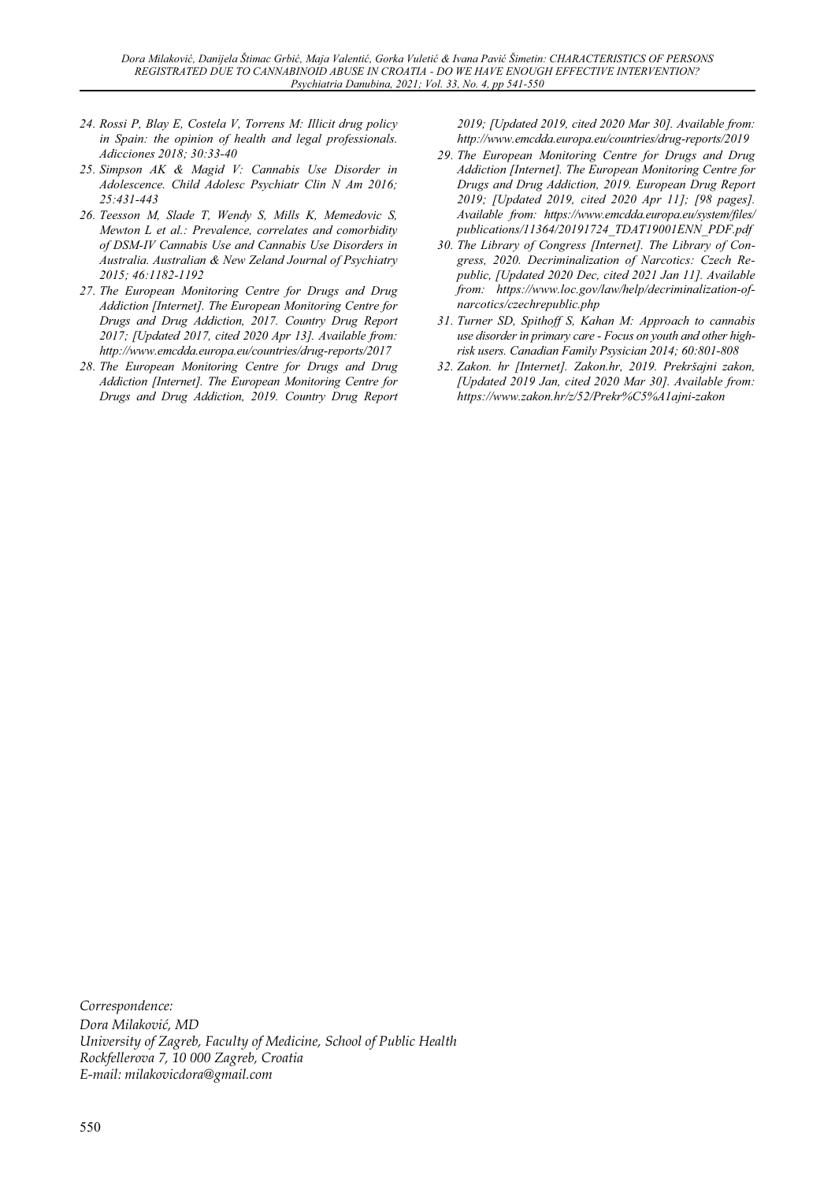24. Rossi P, Blay E, Costela V, Torrens M: Illicit drug policy in Spain: the opinion of health and legal professionals. Adicciones 2018; 30:33-40
25. Simpson AK & Magid V: Cannabis Use Disorder in Adolescence. Child Adolesc Psychiatr Clin N Am 2016; 25:431-443
26. Teesson M, Slade T, Wendy S, Mills K, Memedovic S, Mewton L et al.: Prevalence, correlates and comorbidity of DSM-IV Cannabis Use and Cannabis Use Disorders in Australia. Australian & New Zeland Journal of Psychiatry 2015; 46:1182-1192
27. The European Monitoring Centre for Drugs and Drug Addiction [Internet]. The European Monitoring Centre for Drugs and Drug Addiction, 2017. Country Drug Report 2017; [Updated 2017, cited 2020 Apr 13]. Available from: http://www.emcdda.europa.eu/countries/drug-reports/2017
28. The European Monitoring Centre for Drugs and Drug Addiction [Internet]. The European Monitoring Centre for Drugs and Drug Addiction, 2019. Country Drug Report 2019; [Updated 2019, cited 2020 Mar 30]. Available from: http://www.emcdda.europa.eu/countries/drug-reports/2019
29. The European Monitoring Centre for Drugs and Drug Addiction [Internet]. The European Monitoring Centre for Drugs and Drug Addiction, 2019. European Drug Report 2019; [Updated 2019, cited 2020 Apr 11]; [98 pages]. Available from: https://www.emcdda.europa.eu/system/files/publications/11364/20191724_TDAT19001ENN_PDF.pdf
30. The Library of Congress [Internet]. The Library of Congress, 2020. Decriminalization of Narcotics: Czech Republic, [Updated 2020 Dec, cited 2021 Jan 11]. Available from: https://www.loc.gov/law/help/decriminalization-of-narcotics/czechrepublic.php
31. Turner SD, Spithoff S, Kahan M: Approach to cannabis use disorder in primary care - Focus on youth and other high-risk users. Canadian Family Psysician 2014; 60:801-808
32. Zakon. hr [Internet]. Zakon.hr, 2019. Prekršajni zakon, [Updated 2019 Jan, cited 2020 Mar 30]. Available from: https://www.zakon.hr/z/52/Prekr%C5%A1ajni-zakon

*Correspondence:*
*Dora Milaković, MD*
*University of Zagreb, Faculty of Medicine, School of Public Health*
*Rockfellerova 7, 10 000 Zagreb, Croatia*
*E-mail: milakovicdora@gmail.com*